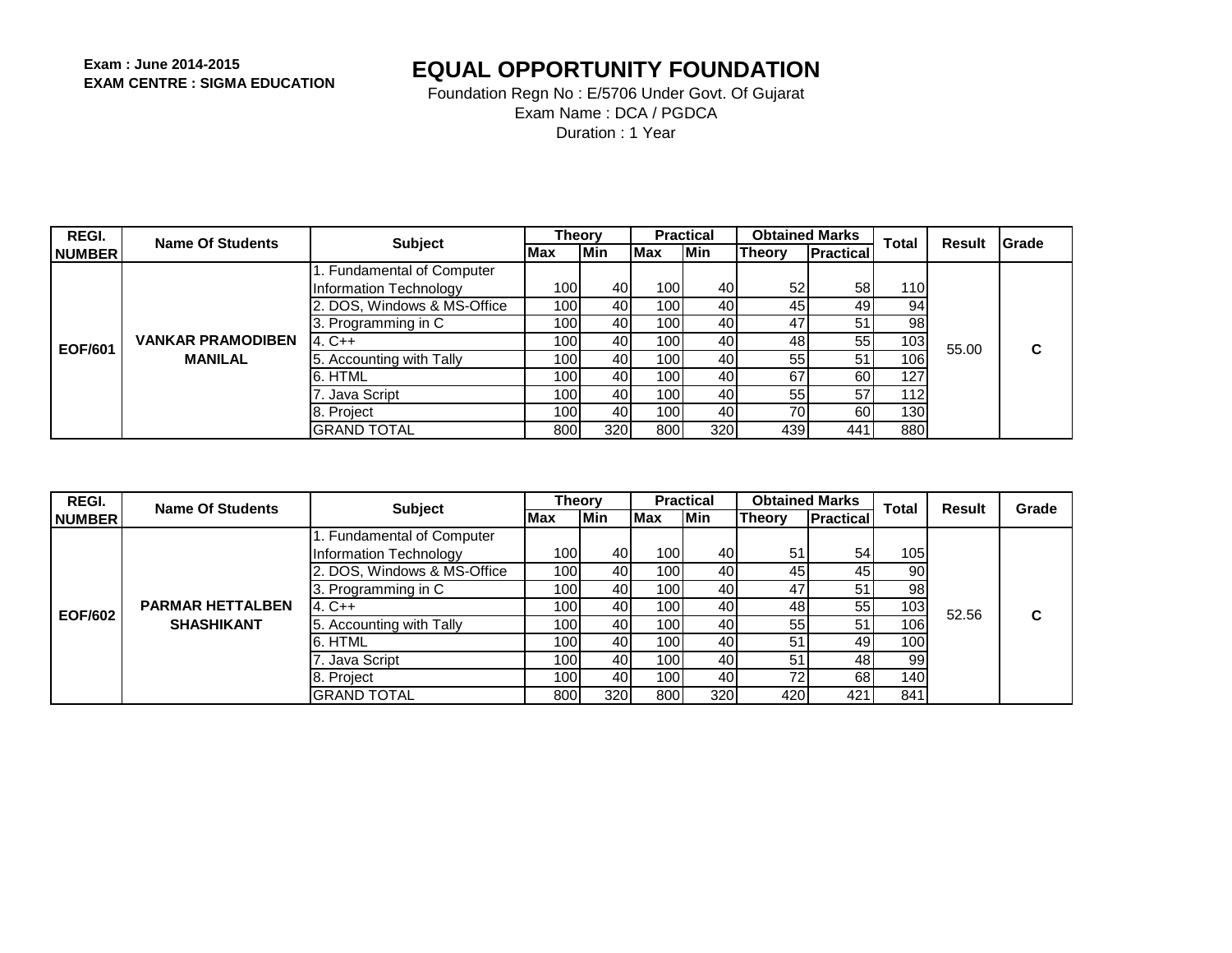**Exam : June 2014-2015**
**EXAM CENTRE : SIGMA EDUCATION**

# EQUAL OPPORTUNITY FOUNDATION

Foundation Regn No : E/5706 Under Govt. Of Gujarat
Exam Name : DCA / PGDCA
Duration : 1 Year

| REGI. NUMBER | Name Of Students | Subject | Theory | | Practical | | Obtained Marks | | Total | Result | Grade |
|---|---|---|---|---|---|---|---|---|---|---|---|
| | | | Max | Min | Max | Min | Theory | Practical | | | |
| EOF/601 | VANKAR PRAMODIBEN MANILAL | 1. Fundamental of Computer Information Technology | 100 | 40 | 100 | 40 | 52 | 58 | 110 | 55.00 | C |
| | | 2. DOS, Windows & MS-Office | 100 | 40 | 100 | 40 | 45 | 49 | 94 | | |
| | | 3. Programming in C | 100 | 40 | 100 | 40 | 47 | 51 | 98 | | |
| | | 4. C++ | 100 | 40 | 100 | 40 | 48 | 55 | 103 | | |
| | | 5. Accounting with Tally | 100 | 40 | 100 | 40 | 55 | 51 | 106 | | |
| | | 6. HTML | 100 | 40 | 100 | 40 | 67 | 60 | 127 | | |
| | | 7. Java Script | 100 | 40 | 100 | 40 | 55 | 57 | 112 | | |
| | | 8. Project | 100 | 40 | 100 | 40 | 70 | 60 | 130 | | |
| | | GRAND TOTAL | 800 | 320 | 800 | 320 | 439 | 441 | 880 | | |

| REGI. NUMBER | Name Of Students | Subject | Theory | | Practical | | Obtained Marks | | Total | Result | Grade |
|---|---|---|---|---|---|---|---|---|---|---|---|
| | | | Max | Min | Max | Min | Theory | Practical | | | |
| EOF/602 | PARMAR HETTALBEN SHASHIKANT | 1. Fundamental of Computer Information Technology | 100 | 40 | 100 | 40 | 51 | 54 | 105 | 52.56 | C |
| | | 2. DOS, Windows & MS-Office | 100 | 40 | 100 | 40 | 45 | 45 | 90 | | |
| | | 3. Programming in C | 100 | 40 | 100 | 40 | 47 | 51 | 98 | | |
| | | 4. C++ | 100 | 40 | 100 | 40 | 48 | 55 | 103 | | |
| | | 5. Accounting with Tally | 100 | 40 | 100 | 40 | 55 | 51 | 106 | | |
| | | 6. HTML | 100 | 40 | 100 | 40 | 51 | 49 | 100 | | |
| | | 7. Java Script | 100 | 40 | 100 | 40 | 51 | 48 | 99 | | |
| | | 8. Project | 100 | 40 | 100 | 40 | 72 | 68 | 140 | | |
| | | GRAND TOTAL | 800 | 320 | 800 | 320 | 420 | 421 | 841 | | |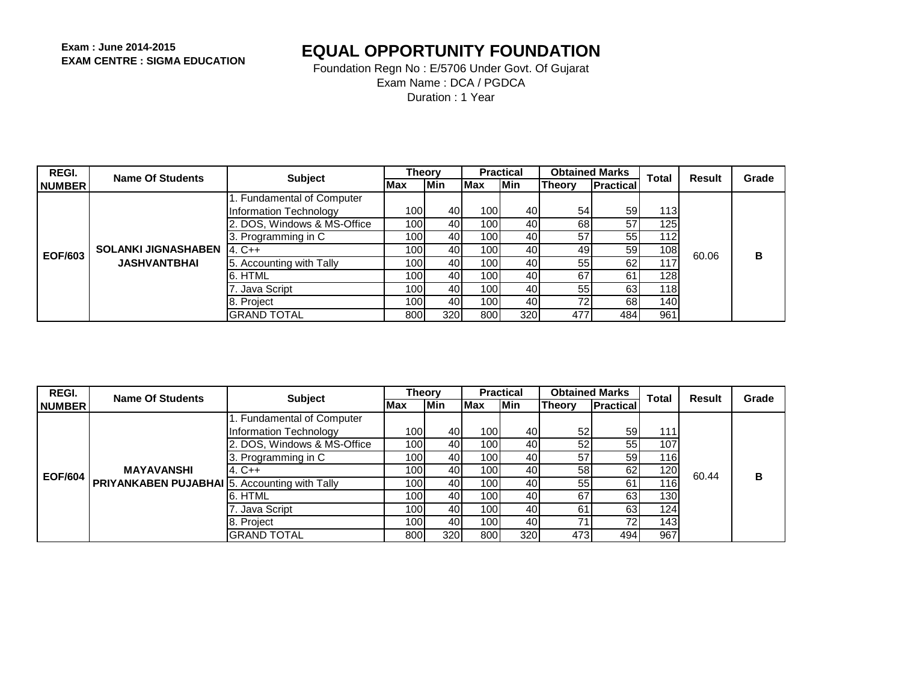**Exam : June 2014-2015**
**EXAM CENTRE : SIGMA EDUCATION**

# EQUAL OPPORTUNITY FOUNDATION

Foundation Regn No : E/5706 Under Govt. Of Gujarat
Exam Name : DCA / PGDCA
Duration : 1 Year

| REGI. NUMBER | Name Of Students | Subject | Theory | | Practical | | Obtained Marks | | Total | Result | Grade |
|---|---|---|---|---|---|---|---|---|---|---|---|
| | | | Max | Min | Max | Min | Theory | Practical | | | |
| EOF/603 | SOLANKI JIGNASHABEN JASHVANTBHAI | 1. Fundamental of Computer Information Technology | 100 | 40 | 100 | 40 | 54 | 59 | 113 | 60.06 | B |
| | | 2. DOS, Windows & MS-Office | 100 | 40 | 100 | 40 | 68 | 57 | 125 | | |
| | | 3. Programming in C | 100 | 40 | 100 | 40 | 57 | 55 | 112 | | |
| | | 4. C++ | 100 | 40 | 100 | 40 | 49 | 59 | 108 | | |
| | | 5. Accounting with Tally | 100 | 40 | 100 | 40 | 55 | 62 | 117 | | |
| | | 6. HTML | 100 | 40 | 100 | 40 | 67 | 61 | 128 | | |
| | | 7. Java Script | 100 | 40 | 100 | 40 | 55 | 63 | 118 | | |
| | | 8. Project | 100 | 40 | 100 | 40 | 72 | 68 | 140 | | |
| | | GRAND TOTAL | 800 | 320 | 800 | 320 | 477 | 484 | 961 | | |

| REGI. NUMBER | Name Of Students | Subject | Theory | | Practical | | Obtained Marks | | Total | Result | Grade |
|---|---|---|---|---|---|---|---|---|---|---|---|
| | | | Max | Min | Max | Min | Theory | Practical | | | |
| EOF/604 | MAYAVANSHI PRIYANKABEN PUJABHAI | 1. Fundamental of Computer Information Technology | 100 | 40 | 100 | 40 | 52 | 59 | 111 | 60.44 | B |
| | | 2. DOS, Windows & MS-Office | 100 | 40 | 100 | 40 | 52 | 55 | 107 | | |
| | | 3. Programming in C | 100 | 40 | 100 | 40 | 57 | 59 | 116 | | |
| | | 4. C++ | 100 | 40 | 100 | 40 | 58 | 62 | 120 | | |
| | | 5. Accounting with Tally | 100 | 40 | 100 | 40 | 55 | 61 | 116 | | |
| | | 6. HTML | 100 | 40 | 100 | 40 | 67 | 63 | 130 | | |
| | | 7. Java Script | 100 | 40 | 100 | 40 | 61 | 63 | 124 | | |
| | | 8. Project | 100 | 40 | 100 | 40 | 71 | 72 | 143 | | |
| | | GRAND TOTAL | 800 | 320 | 800 | 320 | 473 | 494 | 967 | | |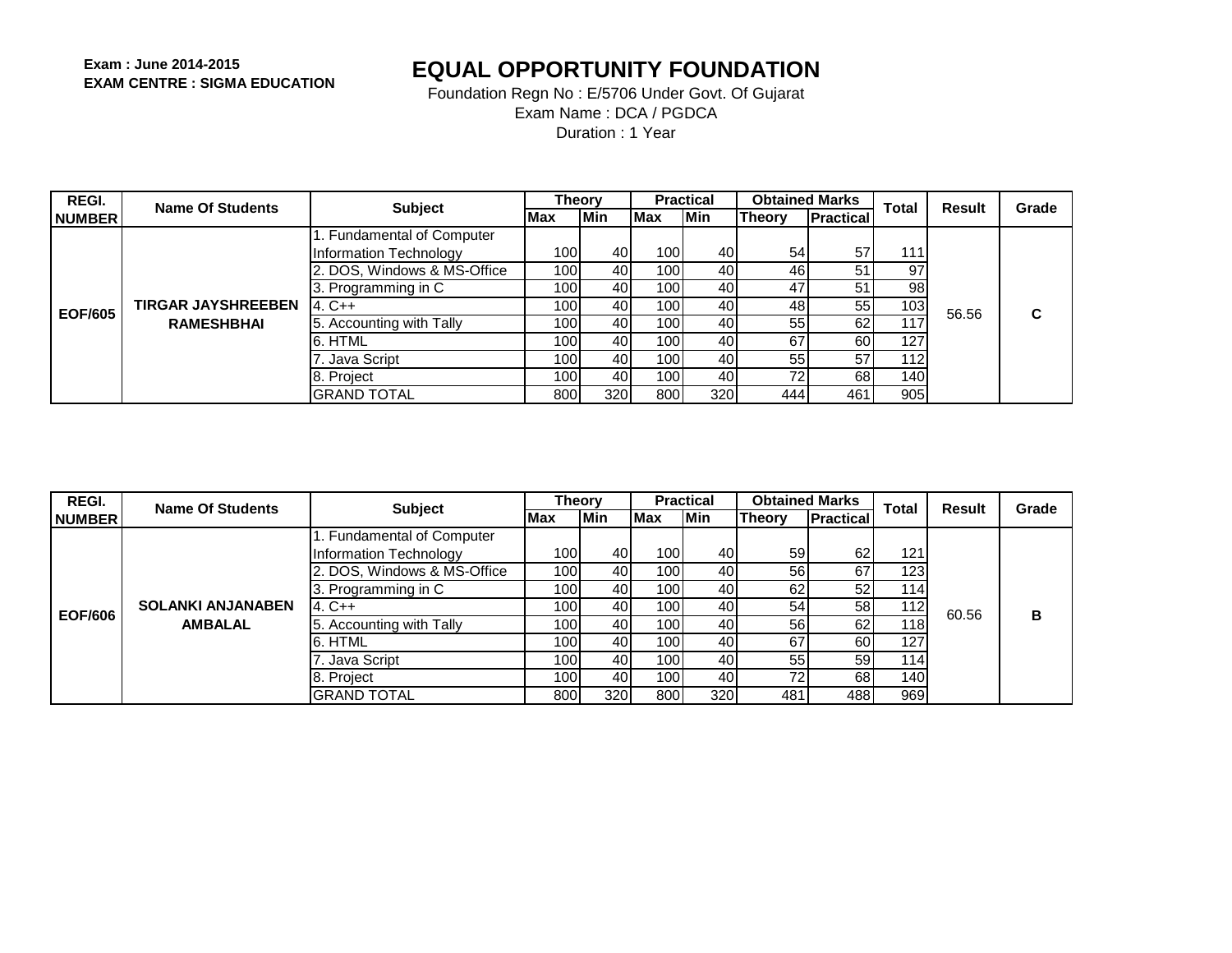Exam : June 2014-2015
**EXAM CENTRE : SIGMA EDUCATION**

# EQUAL OPPORTUNITY FOUNDATION

Foundation Regn No : E/5706 Under Govt. Of Gujarat
Exam Name : DCA / PGDCA
Duration : 1 Year

| REGI. NUMBER | Name Of Students | Subject | Theory | | Practical | | Obtained Marks | | Total | Result | Grade |
|---|---|---|---|---|---|---|---|---|---|---|---|
| | | | Max | Min | Max | Min | Theory | Practical | | | |
| EOF/605 | TIRGAR JAYSHREEBEN RAMESHBHAI | 1. Fundamental of Computer Information Technology | 100 | 40 | 100 | 40 | 54 | 57 | 111 | 56.56 | C |
| | | 2. DOS, Windows & MS-Office | 100 | 40 | 100 | 40 | 46 | 51 | 97 | | |
| | | 3. Programming in C | 100 | 40 | 100 | 40 | 47 | 51 | 98 | | |
| | | 4. C++ | 100 | 40 | 100 | 40 | 48 | 55 | 103 | | |
| | | 5. Accounting with Tally | 100 | 40 | 100 | 40 | 55 | 62 | 117 | | |
| | | 6. HTML | 100 | 40 | 100 | 40 | 67 | 60 | 127 | | |
| | | 7. Java Script | 100 | 40 | 100 | 40 | 55 | 57 | 112 | | |
| | | 8. Project | 100 | 40 | 100 | 40 | 72 | 68 | 140 | | |
| | | GRAND TOTAL | 800 | 320 | 800 | 320 | 444 | 461 | 905 | | |

| REGI. NUMBER | Name Of Students | Subject | Theory | | Practical | | Obtained Marks | | Total | Result | Grade |
|---|---|---|---|---|---|---|---|---|---|---|---|
| | | | Max | Min | Max | Min | Theory | Practical | | | |
| EOF/606 | SOLANKI ANJANABEN AMBALAL | 1. Fundamental of Computer Information Technology | 100 | 40 | 100 | 40 | 59 | 62 | 121 | 60.56 | B |
| | | 2. DOS, Windows & MS-Office | 100 | 40 | 100 | 40 | 56 | 67 | 123 | | |
| | | 3. Programming in C | 100 | 40 | 100 | 40 | 62 | 52 | 114 | | |
| | | 4. C++ | 100 | 40 | 100 | 40 | 54 | 58 | 112 | | |
| | | 5. Accounting with Tally | 100 | 40 | 100 | 40 | 56 | 62 | 118 | | |
| | | 6. HTML | 100 | 40 | 100 | 40 | 67 | 60 | 127 | | |
| | | 7. Java Script | 100 | 40 | 100 | 40 | 55 | 59 | 114 | | |
| | | 8. Project | 100 | 40 | 100 | 40 | 72 | 68 | 140 | | |
| | | GRAND TOTAL | 800 | 320 | 800 | 320 | 481 | 488 | 969 | | |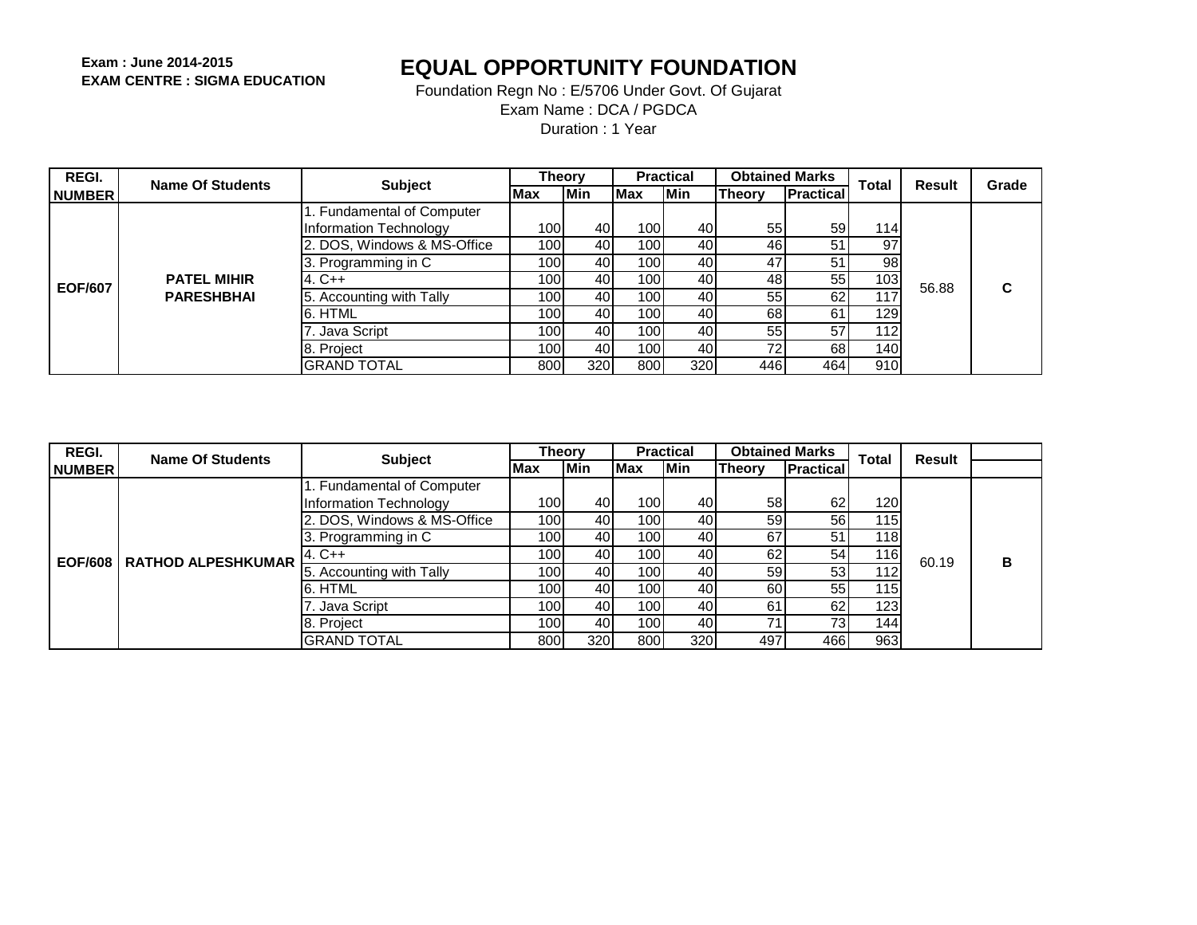**Exam : June 2014-2015**
**EXAM CENTRE : SIGMA EDUCATION**

# EQUAL OPPORTUNITY FOUNDATION

Foundation Regn No : E/5706 Under Govt. Of Gujarat
Exam Name : DCA / PGDCA
Duration : 1 Year

| REGI. NUMBER | Name Of Students | Subject | Theory | | Practical | | Obtained Marks | | Total | Result | Grade |
|---|---|---|---|---|---|---|---|---|---|---|---|
| | | | Max | Min | Max | Min | Theory | Practical | | | |
| EOF/607 | PATEL MIHIR PARESHBHAI | 1. Fundamental of Computer Information Technology | 100 | 40 | 100 | 40 | 55 | 59 | 114 | 56.88 | C |
| | | 2. DOS, Windows & MS-Office | 100 | 40 | 100 | 40 | 46 | 51 | 97 | | |
| | | 3. Programming in C | 100 | 40 | 100 | 40 | 47 | 51 | 98 | | |
| | | 4. C++ | 100 | 40 | 100 | 40 | 48 | 55 | 103 | | |
| | | 5. Accounting with Tally | 100 | 40 | 100 | 40 | 55 | 62 | 117 | | |
| | | 6. HTML | 100 | 40 | 100 | 40 | 68 | 61 | 129 | | |
| | | 7. Java Script | 100 | 40 | 100 | 40 | 55 | 57 | 112 | | |
| | | 8. Project | 100 | 40 | 100 | 40 | 72 | 68 | 140 | | |
| | | GRAND TOTAL | 800 | 320 | 800 | 320 | 446 | 464 | 910 | | |

| REGI. NUMBER | Name Of Students | Subject | Theory | | Practical | | Obtained Marks | | Total | Result | |
|---|---|---|---|---|---|---|---|---|---|---|---|
| | | | Max | Min | Max | Min | Theory | Practical | | | |
| EOF/608 | RATHOD ALPESHKUMAR | 1. Fundamental of Computer Information Technology | 100 | 40 | 100 | 40 | 58 | 62 | 120 | 60.19 | B |
| | | 2. DOS, Windows & MS-Office | 100 | 40 | 100 | 40 | 59 | 56 | 115 | | |
| | | 3. Programming in C | 100 | 40 | 100 | 40 | 67 | 51 | 118 | | |
| | | 4. C++ | 100 | 40 | 100 | 40 | 62 | 54 | 116 | | |
| | | 5. Accounting with Tally | 100 | 40 | 100 | 40 | 59 | 53 | 112 | | |
| | | 6. HTML | 100 | 40 | 100 | 40 | 60 | 55 | 115 | | |
| | | 7. Java Script | 100 | 40 | 100 | 40 | 61 | 62 | 123 | | |
| | | 8. Project | 100 | 40 | 100 | 40 | 71 | 73 | 144 | | |
| | | GRAND TOTAL | 800 | 320 | 800 | 320 | 497 | 466 | 963 | | |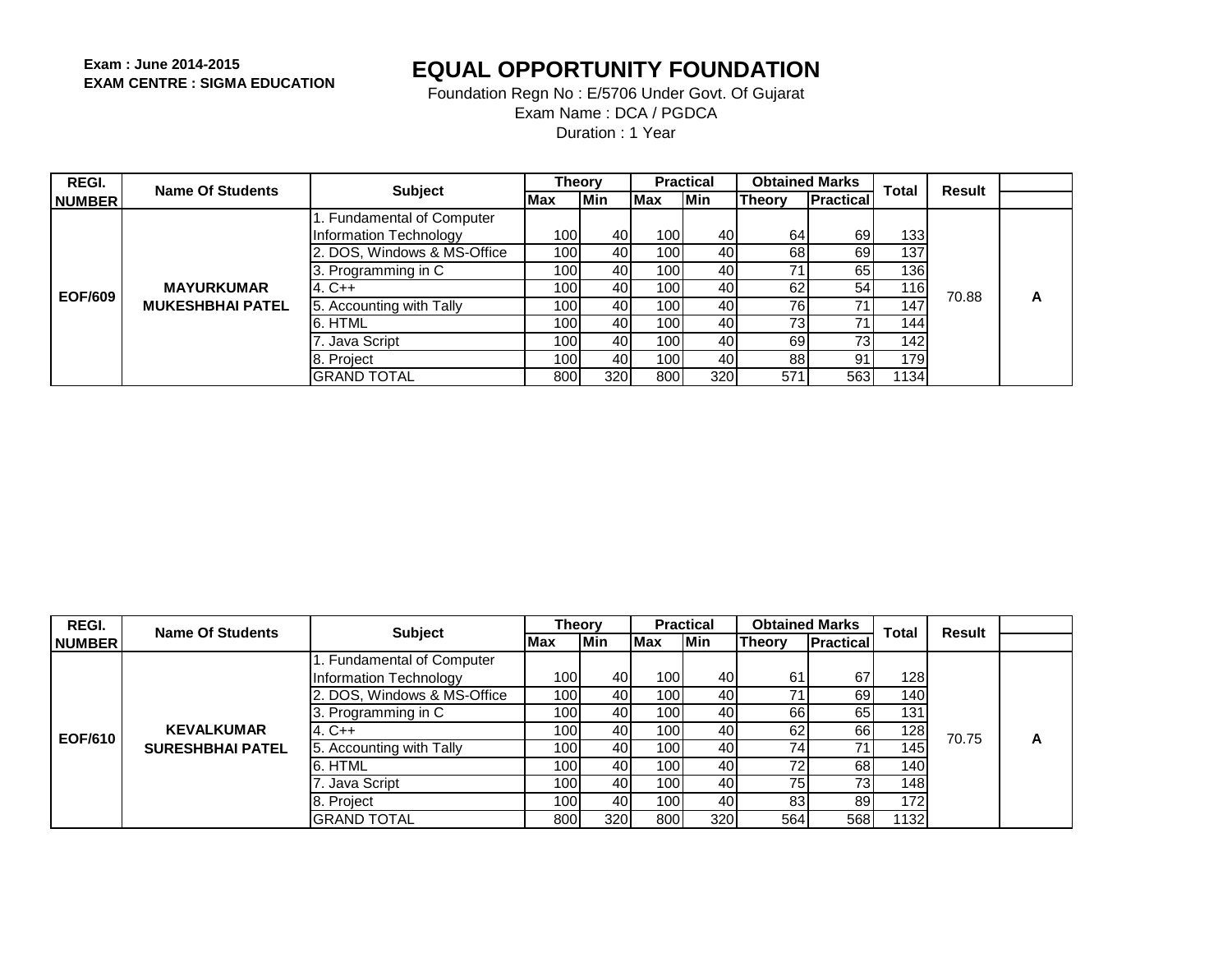**Exam : June 2014-2015**
**EXAM CENTRE : SIGMA EDUCATION**

# EQUAL OPPORTUNITY FOUNDATION

Foundation Regn No : E/5706 Under Govt. Of Gujarat
Exam Name : DCA / PGDCA
Duration : 1 Year

| REGI. NUMBER | Name Of Students | Subject | Theory | | Practical | | Obtained Marks | | Total | Result | |
|---|---|---|---|---|---|---|---|---|---|---|---|
| | | | Max | Min | Max | Min | Theory | Practical | | | |
| EOF/609 | MAYURKUMAR MUKESHBHAI PATEL | 1. Fundamental of Computer Information Technology | 100 | 40 | 100 | 40 | 64 | 69 | 133 | 70.88 | A |
| | | 2. DOS, Windows & MS-Office | 100 | 40 | 100 | 40 | 68 | 69 | 137 | | |
| | | 3. Programming in C | 100 | 40 | 100 | 40 | 71 | 65 | 136 | | |
| | | 4. C++ | 100 | 40 | 100 | 40 | 62 | 54 | 116 | | |
| | | 5. Accounting with Tally | 100 | 40 | 100 | 40 | 76 | 71 | 147 | | |
| | | 6. HTML | 100 | 40 | 100 | 40 | 73 | 71 | 144 | | |
| | | 7. Java Script | 100 | 40 | 100 | 40 | 69 | 73 | 142 | | |
| | | 8. Project | 100 | 40 | 100 | 40 | 88 | 91 | 179 | | |
| | | GRAND TOTAL | 800 | 320 | 800 | 320 | 571 | 563 | 1134 | | |

| REGI. NUMBER | Name Of Students | Subject | Theory | | Practical | | Obtained Marks | | Total | Result | |
|---|---|---|---|---|---|---|---|---|---|---|---|
| | | | Max | Min | Max | Min | Theory | Practical | | | |
| EOF/610 | KEVALKUMAR SURESHBHAI PATEL | 1. Fundamental of Computer Information Technology | 100 | 40 | 100 | 40 | 61 | 67 | 128 | 70.75 | A |
| | | 2. DOS, Windows & MS-Office | 100 | 40 | 100 | 40 | 71 | 69 | 140 | | |
| | | 3. Programming in C | 100 | 40 | 100 | 40 | 66 | 65 | 131 | | |
| | | 4. C++ | 100 | 40 | 100 | 40 | 62 | 66 | 128 | | |
| | | 5. Accounting with Tally | 100 | 40 | 100 | 40 | 74 | 71 | 145 | | |
| | | 6. HTML | 100 | 40 | 100 | 40 | 72 | 68 | 140 | | |
| | | 7. Java Script | 100 | 40 | 100 | 40 | 75 | 73 | 148 | | |
| | | 8. Project | 100 | 40 | 100 | 40 | 83 | 89 | 172 | | |
| | | GRAND TOTAL | 800 | 320 | 800 | 320 | 564 | 568 | 1132 | | |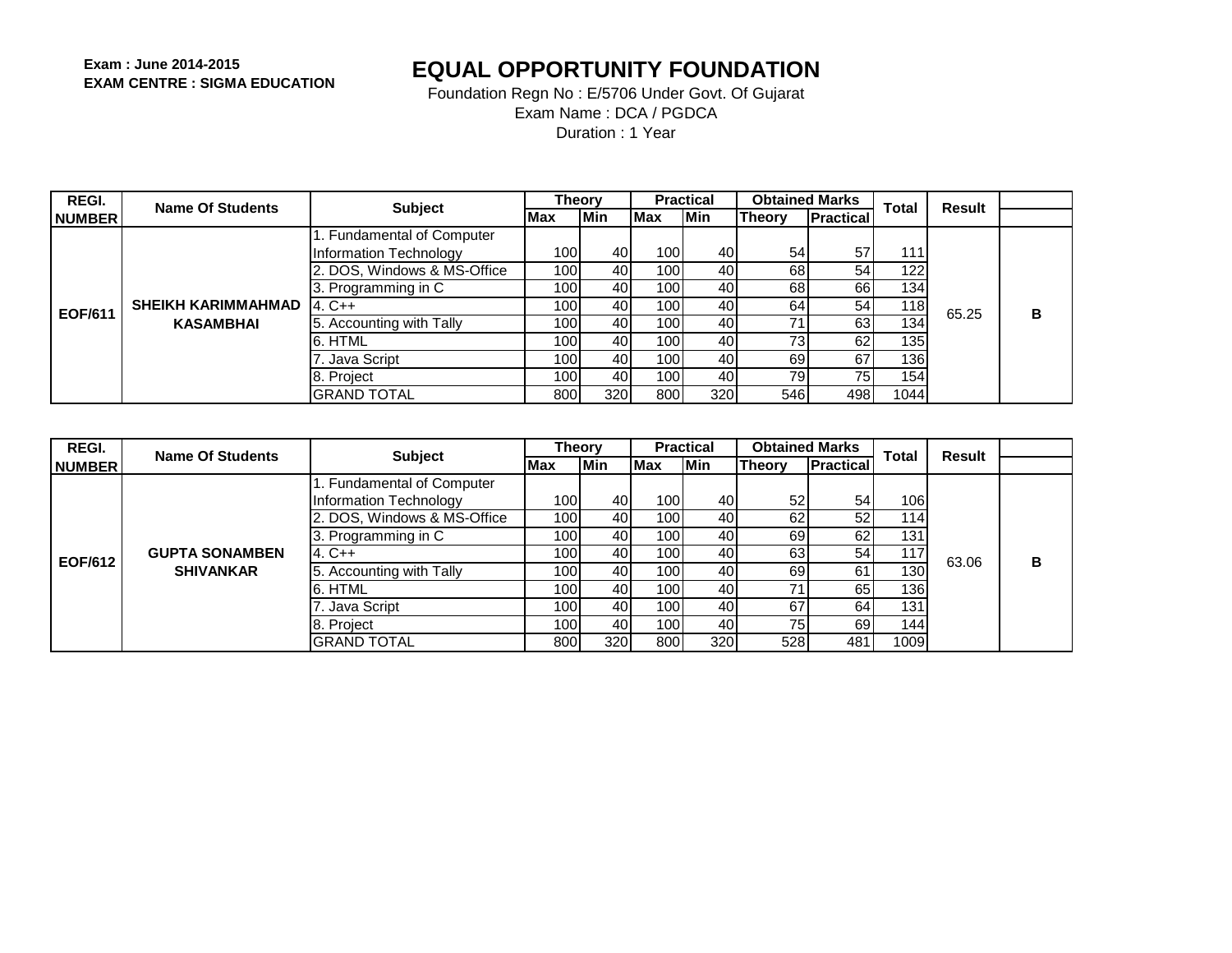**Exam : June 2014-2015**
**EXAM CENTRE : SIGMA EDUCATION**

# EQUAL OPPORTUNITY FOUNDATION

Foundation Regn No : E/5706 Under Govt. Of Gujarat
Exam Name : DCA / PGDCA
Duration : 1 Year

| REGI. NUMBER | Name Of Students | Subject | Theory | | Practical | | Obtained Marks | | Total | Result | |
|---|---|---|---|---|---|---|---|---|---|---|---|
| | | | Max | Min | Max | Min | Theory | Practical | | | |
| EOF/611 | SHEIKH KARIMMAHMAD KASAMBHAI | 1. Fundamental of Computer Information Technology | 100 | 40 | 100 | 40 | 54 | 57 | 111 | 65.25 | B |
| | | 2. DOS, Windows & MS-Office | 100 | 40 | 100 | 40 | 68 | 54 | 122 | | |
| | | 3. Programming in C | 100 | 40 | 100 | 40 | 68 | 66 | 134 | | |
| | | 4. C++ | 100 | 40 | 100 | 40 | 64 | 54 | 118 | | |
| | | 5. Accounting with Tally | 100 | 40 | 100 | 40 | 71 | 63 | 134 | | |
| | | 6. HTML | 100 | 40 | 100 | 40 | 73 | 62 | 135 | | |
| | | 7. Java Script | 100 | 40 | 100 | 40 | 69 | 67 | 136 | | |
| | | 8. Project | 100 | 40 | 100 | 40 | 79 | 75 | 154 | | |
| | | GRAND TOTAL | 800 | 320 | 800 | 320 | 546 | 498 | 1044 | | |

| REGI. NUMBER | Name Of Students | Subject | Theory | | Practical | | Obtained Marks | | Total | Result | |
|---|---|---|---|---|---|---|---|---|---|---|---|
| | | | Max | Min | Max | Min | Theory | Practical | | | |
| EOF/612 | GUPTA SONAMBEN SHIVANKAR | 1. Fundamental of Computer Information Technology | 100 | 40 | 100 | 40 | 52 | 54 | 106 | 63.06 | B |
| | | 2. DOS, Windows & MS-Office | 100 | 40 | 100 | 40 | 62 | 52 | 114 | | |
| | | 3. Programming in C | 100 | 40 | 100 | 40 | 69 | 62 | 131 | | |
| | | 4. C++ | 100 | 40 | 100 | 40 | 63 | 54 | 117 | | |
| | | 5. Accounting with Tally | 100 | 40 | 100 | 40 | 69 | 61 | 130 | | |
| | | 6. HTML | 100 | 40 | 100 | 40 | 71 | 65 | 136 | | |
| | | 7. Java Script | 100 | 40 | 100 | 40 | 67 | 64 | 131 | | |
| | | 8. Project | 100 | 40 | 100 | 40 | 75 | 69 | 144 | | |
| | | GRAND TOTAL | 800 | 320 | 800 | 320 | 528 | 481 | 1009 | | |